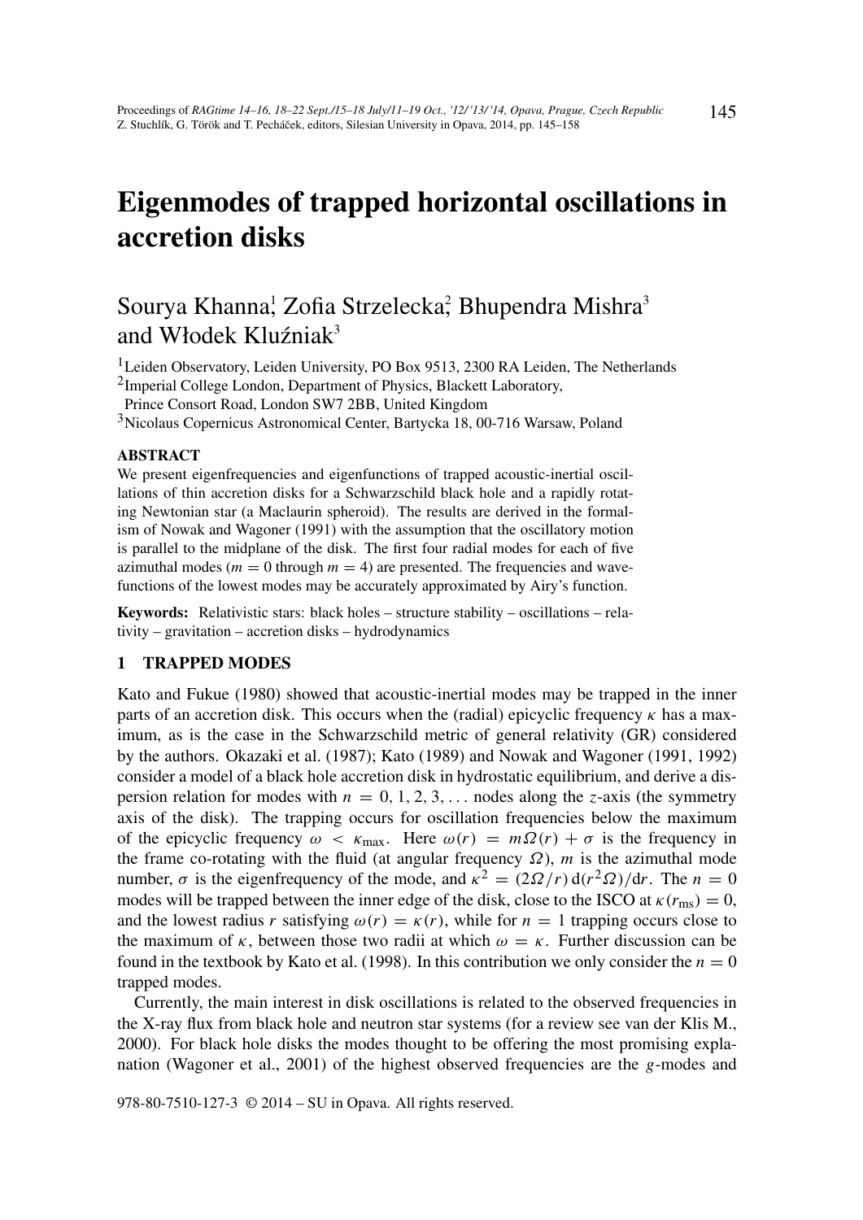# Eigenmodes of trapped horizontal oscillations in accretion disks

Sourya Khanna[1], Zofia Strzelecka[2], Bhupendra Mishra[3] and Włodek Kluźniak[3]

[1]Leiden Observatory, Leiden University, PO Box 9513, 2300 RA Leiden, The Netherlands
[2]Imperial College London, Department of Physics, Blackett Laboratory, Prince Consort Road, London SW7 2BB, United Kingdom
[3]Nicolaus Copernicus Astronomical Center, Bartycka 18, 00-716 Warsaw, Poland

**ABSTRACT**

We present eigenfrequencies and eigenfunctions of trapped acoustic-inertial oscillations of thin accretion disks for a Schwarzschild black hole and a rapidly rotating Newtonian star (a Maclaurin spheroid). The results are derived in the formalism of Nowak and Wagoner (1991) with the assumption that the oscillatory motion is parallel to the midplane of the disk. The first four radial modes for each of five azimuthal modes ($m = 0$ through $m = 4$) are presented. The frequencies and wavefunctions of the lowest modes may be accurately approximated by Airy's function.

**Keywords:** Relativistic stars: black holes – structure stability – oscillations – relativity – gravitation – accretion disks – hydrodynamics

## 1 TRAPPED MODES

Kato and Fukue (1980) showed that acoustic-inertial modes may be trapped in the inner parts of an accretion disk. This occurs when the (radial) epicyclic frequency $\kappa$ has a maximum, as is the case in the Schwarzschild metric of general relativity (GR) considered by the authors. Okazaki et al. (1987); Kato (1989) and Nowak and Wagoner (1991, 1992) consider a model of a black hole accretion disk in hydrostatic equilibrium, and derive a dispersion relation for modes with $n = 0, 1, 2, 3, \ldots$ nodes along the $z$-axis (the symmetry axis of the disk). The trapping occurs for oscillation frequencies below the maximum of the epicyclic frequency $\omega < \kappa_{\max}$. Here $\omega(r) = m\Omega(r) + \sigma$ is the frequency in the frame co-rotating with the fluid (at angular frequency $\Omega$), $m$ is the azimuthal mode number, $\sigma$ is the eigenfrequency of the mode, and $\kappa^2 = (2\Omega/r)\,\mathrm{d}(r^2\Omega)/\mathrm{d}r$. The $n = 0$ modes will be trapped between the inner edge of the disk, close to the ISCO at $\kappa(r_{\rm ms}) = 0$, and the lowest radius $r$ satisfying $\omega(r) = \kappa(r)$, while for $n = 1$ trapping occurs close to the maximum of $\kappa$, between those two radii at which $\omega = \kappa$. Further discussion can be found in the textbook by Kato et al. (1998). In this contribution we only consider the $n = 0$ trapped modes.

Currently, the main interest in disk oscillations is related to the observed frequencies in the X-ray flux from black hole and neutron star systems (for a review see van der Klis M., 2000). For black hole disks the modes thought to be offering the most promising explanation (Wagoner et al., 2001) of the highest observed frequencies are the $g$-modes and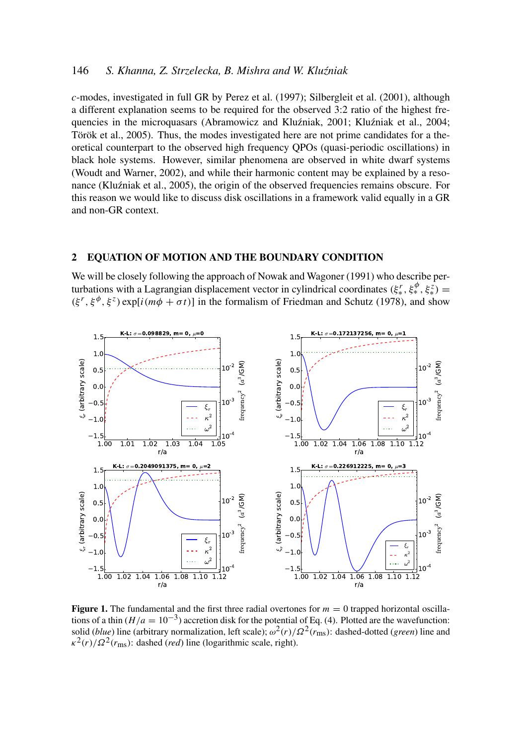*c*-modes, investigated in full GR by Perez et al. (1997); Silbergleit et al. (2001), although a different explanation seems to be required for the observed 3:2 ratio of the highest frequencies in the microquasars (Abramowicz and Kluźniak, 2001; Kluźniak et al., 2004; Török et al., 2005). Thus, the modes investigated here are not prime candidates for a theoretical counterpart to the observed high frequency QPOs (quasi-periodic oscillations) in black hole systems. However, similar phenomena are observed in white dwarf systems (Woudt and Warner, 2002), and while their harmonic content may be explained by a resonance (Kluźniak et al., 2005), the origin of the observed frequencies remains obscure. For this reason we would like to discuss disk oscillations in a framework valid equally in a GR and non-GR context.

## 2 EQUATION OF MOTION AND THE BOUNDARY CONDITION

We will be closely following the approach of Nowak and Wagoner (1991) who describe perturbations with a Lagrangian displacement vector in cylindrical coordinates $(\xi_*^r, \xi_*^\phi, \xi_*^z) = (\xi^r, \xi^\phi, \xi^z)\exp[i(m\phi + \sigma t)]$ in the formalism of Friedman and Schutz (1978), and show

**Figure 1.** The fundamental and the first three radial overtones for $m = 0$ trapped horizontal oscillations of a thin $(H/a = 10^{-3})$ accretion disk for the potential of Eq. (4). Plotted are the wavefunction: solid (*blue*) line (arbitrary normalization, left scale); $\omega^2(r)/\Omega^2(r_{\rm ms})$: dashed-dotted (*green*) line and $\kappa^2(r)/\Omega^2(r_{\rm ms})$: dashed (*red*) line (logarithmic scale, right).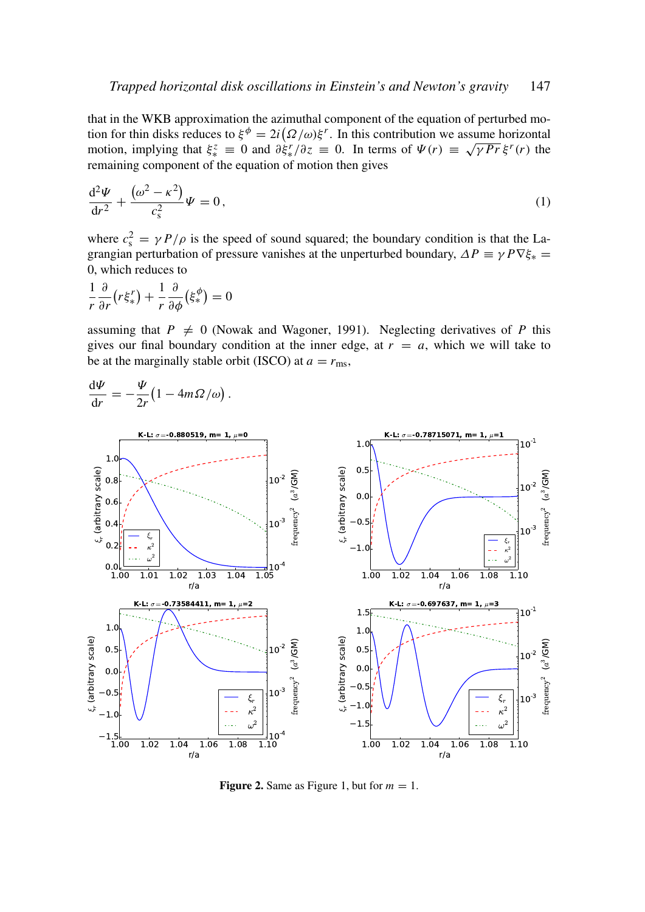that in the WKB approximation the azimuthal component of the equation of perturbed motion for thin disks reduces to $\xi^\phi = 2i\left(\Omega/\omega\right)\xi^r$. In this contribution we assume horizontal motion, implying that $\xi^z_* \equiv 0$ and $\partial\xi^r_*/\partial z \equiv 0$. In terms of $\Psi(r) \equiv \sqrt{\gamma Pr}\,\xi^r(r)$ the remaining component of the equation of motion then gives

$$\frac{\mathrm{d}^2\Psi}{\mathrm{d}r^2} + \frac{\left(\omega^2 - \kappa^2\right)}{c_\mathrm{s}^2}\Psi = 0\,, \tag{1}$$

where $c_\mathrm{s}^2 = \gamma P/\rho$ is the speed of sound squared; the boundary condition is that the Lagrangian perturbation of pressure vanishes at the unperturbed boundary, $\Delta P \equiv \gamma P \nabla\xi_* = 0$, which reduces to

$$\frac{1}{r}\frac{\partial}{\partial r}\left(r\xi^r_*\right) + \frac{1}{r}\frac{\partial}{\partial\phi}\left(\xi^\phi_*\right) = 0$$

assuming that $P \neq 0$ (Nowak and Wagoner, 1991). Neglecting derivatives of $P$ this gives our final boundary condition at the inner edge, at $r = a$, which we will take to be at the marginally stable orbit (ISCO) at $a = r_\mathrm{ms}$,

$$\frac{\mathrm{d}\Psi}{\mathrm{d}r} = -\frac{\Psi}{2r}\left(1 - 4m\Omega/\omega\right).$$

**Figure 2.** Same as Figure 1, but for $m = 1$.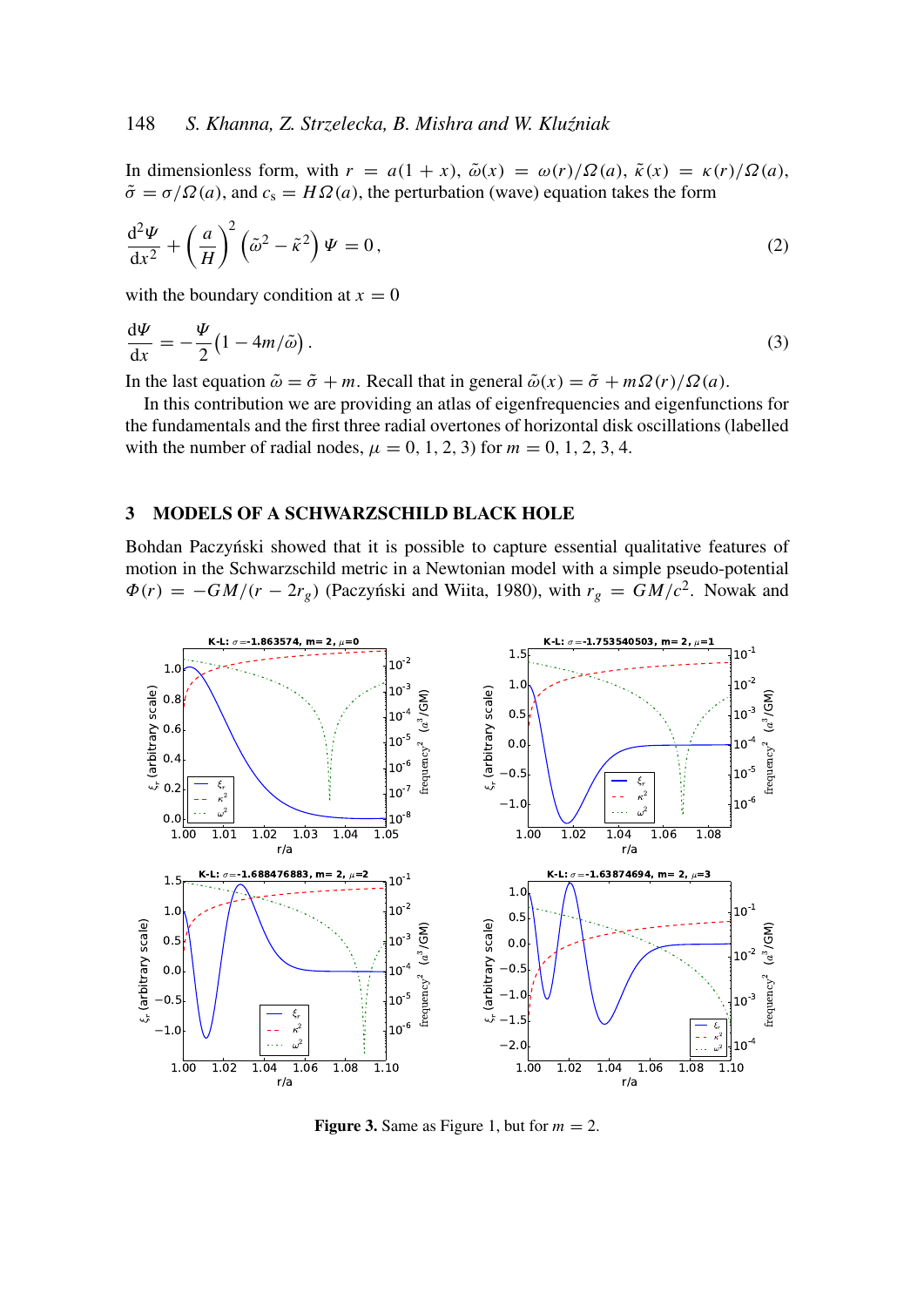In dimensionless form, with $r = a(1+x)$, $\tilde{\omega}(x) = \omega(r)/\Omega(a)$, $\tilde{\kappa}(x) = \kappa(r)/\Omega(a)$, $\tilde{\sigma} = \sigma/\Omega(a)$, and $c_s = H\Omega(a)$, the perturbation (wave) equation takes the form

$$\frac{d^2\Psi}{dx^2} + \left(\frac{a}{H}\right)^2 \left(\tilde{\omega}^2 - \tilde{\kappa}^2\right)\Psi = 0\,, \tag{2}$$

with the boundary condition at $x = 0$

$$\frac{d\Psi}{dx} = -\frac{\Psi}{2}\left(1 - 4m/\tilde{\omega}\right). \tag{3}$$

In the last equation $\tilde{\omega} = \tilde{\sigma} + m$. Recall that in general $\tilde{\omega}(x) = \tilde{\sigma} + m\Omega(r)/\Omega(a)$.

In this contribution we are providing an atlas of eigenfrequencies and eigenfunctions for the fundamentals and the first three radial overtones of horizontal disk oscillations (labelled with the number of radial nodes, $\mu = 0, 1, 2, 3$) for $m = 0, 1, 2, 3, 4$.

## 3 MODELS OF A SCHWARZSCHILD BLACK HOLE

Bohdan Paczyński showed that it is possible to capture essential qualitative features of motion in the Schwarzschild metric in a Newtonian model with a simple pseudo-potential $\Phi(r) = -GM/(r - 2r_g)$ (Paczyński and Wiita, 1980), with $r_g = GM/c^2$. Nowak and

**Figure 3.** Same as Figure 1, but for $m = 2$.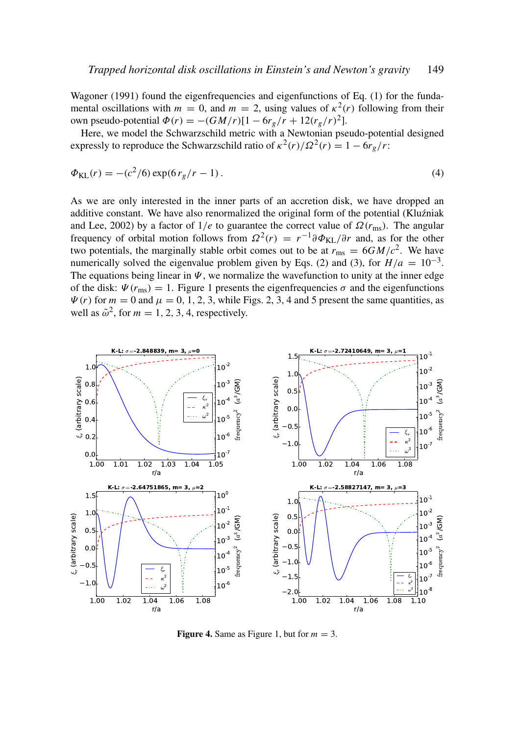Wagoner (1991) found the eigenfrequencies and eigenfunctions of Eq. (1) for the fundamental oscillations with $m = 0$, and $m = 2$, using values of $\kappa^2(r)$ following from their own pseudo-potential $\Phi(r) = -(GM/r)[1 - 6r_g/r + 12(r_g/r)^2]$.

Here, we model the Schwarzschild metric with a Newtonian pseudo-potential designed expressly to reproduce the Schwarzschild ratio of $\kappa^2(r)/\Omega^2(r) = 1 - 6r_g/r$:

$$\Phi_{\rm KL}(r) = -(c^2/6)\exp(6\,r_g/r - 1)\,. \tag{4}$$

As we are only interested in the inner parts of an accretion disk, we have dropped an additive constant. We have also renormalized the original form of the potential (Kluźniak and Lee, 2002) by a factor of $1/e$ to guarantee the correct value of $\Omega(r_{\rm ms})$. The angular frequency of orbital motion follows from $\Omega^2(r) = r^{-1}\partial\Phi_{\rm KL}/\partial r$ and, as for the other two potentials, the marginally stable orbit comes out to be at $r_{\rm ms} = 6GM/c^2$. We have numerically solved the eigenvalue problem given by Eqs. (2) and (3), for $H/a = 10^{-3}$. The equations being linear in $\Psi$, we normalize the wavefunction to unity at the inner edge of the disk: $\Psi(r_{\rm ms}) = 1$. Figure 1 presents the eigenfrequencies $\sigma$ and the eigenfunctions $\Psi(r)$ for $m = 0$ and $\mu = 0, 1, 2, 3$, while Figs. 2, 3, 4 and 5 present the same quantities, as well as $\tilde{\omega}^2$, for $m = 1, 2, 3, 4$, respectively.

**Figure 4.** Same as Figure 1, but for $m = 3$.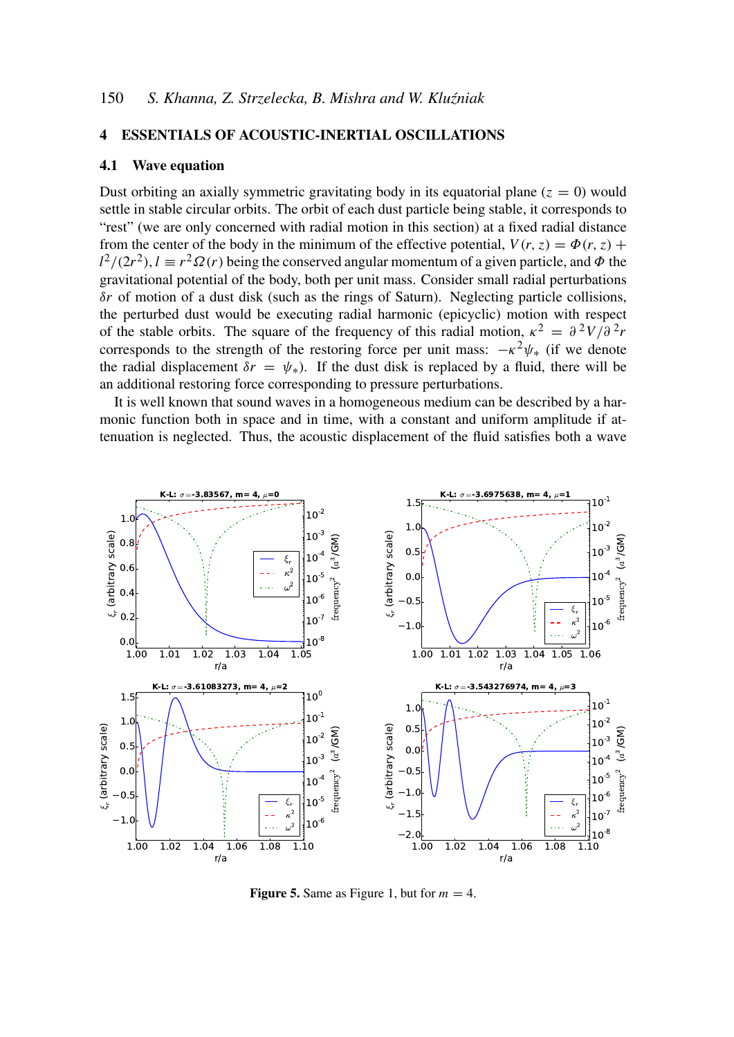## 4 ESSENTIALS OF ACOUSTIC-INERTIAL OSCILLATIONS

### 4.1 Wave equation

Dust orbiting an axially symmetric gravitating body in its equatorial plane ($z = 0$) would settle in stable circular orbits. The orbit of each dust particle being stable, it corresponds to "rest" (we are only concerned with radial motion in this section) at a fixed radial distance from the center of the body in the minimum of the effective potential, $V(r, z) = \Phi(r, z) + l^2/(2r^2)$, $l \equiv r^2\Omega(r)$ being the conserved angular momentum of a given particle, and $\Phi$ the gravitational potential of the body, both per unit mass. Consider small radial perturbations $\delta r$ of motion of a dust disk (such as the rings of Saturn). Neglecting particle collisions, the perturbed dust would be executing radial harmonic (epicyclic) motion with respect of the stable orbits. The square of the frequency of this radial motion, $\kappa^2 = \partial^2 V/\partial^2 r$ corresponds to the strength of the restoring force per unit mass: $-\kappa^2\psi_*$ (if we denote the radial displacement $\delta r = \psi_*$). If the dust disk is replaced by a fluid, there will be an additional restoring force corresponding to pressure perturbations.

It is well known that sound waves in a homogeneous medium can be described by a harmonic function both in space and in time, with a constant and uniform amplitude if attenuation is neglected. Thus, the acoustic displacement of the fluid satisfies both a wave

**Figure 5.** Same as Figure 1, but for $m = 4$.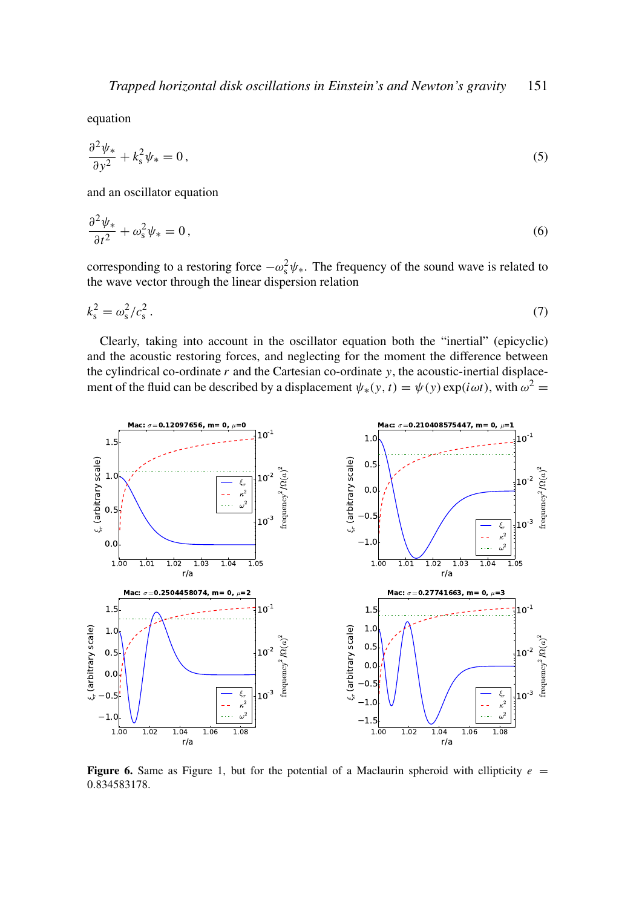equation

$$\frac{\partial^2 \psi_*}{\partial y^2} + k_{\rm s}^2 \psi_* = 0\,, \tag{5}$$

and an oscillator equation

$$\frac{\partial^2 \psi_*}{\partial t^2} + \omega_{\rm s}^2 \psi_* = 0\,, \tag{6}$$

corresponding to a restoring force $-\omega_{\rm s}^2 \psi_*$. The frequency of the sound wave is related to the wave vector through the linear dispersion relation

$$k_{\rm s}^2 = \omega_{\rm s}^2 / c_{\rm s}^2\,. \tag{7}$$

Clearly, taking into account in the oscillator equation both the "inertial" (epicyclic) and the acoustic restoring forces, and neglecting for the moment the difference between the cylindrical co-ordinate $r$ and the Cartesian co-ordinate $y$, the acoustic-inertial displacement of the fluid can be described by a displacement $\psi_*(y, t) = \psi(y) \exp(i\omega t)$, with $\omega^2 =$

**Figure 6.** Same as Figure 1, but for the potential of a Maclaurin spheroid with ellipticity $e = 0.834583178$.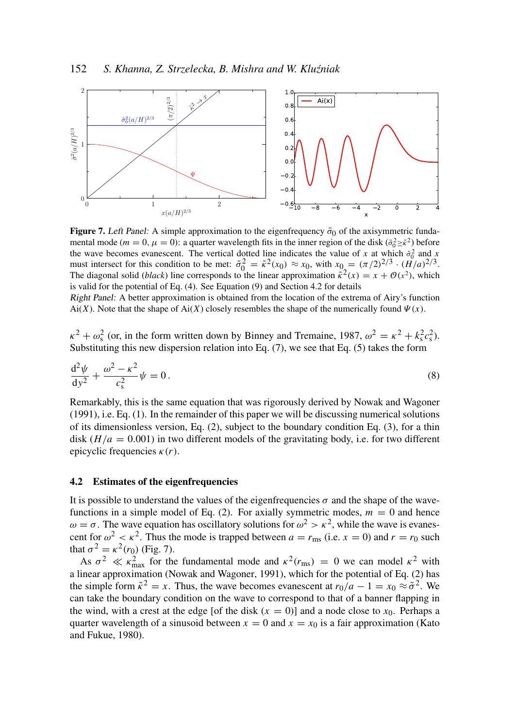**Figure 7.** *Left Panel:* A simple approximation to the eigenfrequency $\tilde{\sigma}_0$ of the axisymmetric fundamental mode ($m = 0$, $\mu = 0$): a quarter wavelength fits in the inner region of the disk ($\tilde{\sigma}_0^2 \geq \tilde{\kappa}^2$) before the wave becomes evanescent. The vertical dotted line indicates the value of $x$ at which $\tilde{\sigma}_0^2$ and $x$ must intersect for this condition to be met: $\tilde{\sigma}_0^2 = \tilde{\kappa}^2(x_0) \approx x_0$, with $x_0 = (\pi/2)^{2/3} \cdot (H/a)^{2/3}$. The diagonal solid (*black*) line corresponds to the linear approximation $\tilde{\kappa}^2(x) = x + \mathcal{O}(x^2)$, which is valid for the potential of Eq. (4). See Equation (9) and Section 4.2 for details
*Right Panel:* A better approximation is obtained from the location of the extrema of Airy's function $\mathrm{Ai}(X)$. Note that the shape of $\mathrm{Ai}(X)$ closely resembles the shape of the numerically found $\Psi(x)$.

$\kappa^2 + \omega_s^2$ (or, in the form written down by Binney and Tremaine, 1987, $\omega^2 = \kappa^2 + k_s^2 c_s^2$). Substituting this new dispersion relation into Eq. (7), we see that Eq. (5) takes the form

$$\frac{\mathrm{d}^2\psi}{\mathrm{d}y^2} + \frac{\omega^2 - \kappa^2}{c_s^2}\psi = 0\,. \tag{8}$$

Remarkably, this is the same equation that was rigorously derived by Nowak and Wagoner (1991), i.e. Eq. (1). In the remainder of this paper we will be discussing numerical solutions of its dimensionless version, Eq. (2), subject to the boundary condition Eq. (3), for a thin disk ($H/a = 0.001$) in two different models of the gravitating body, i.e. for two different epicyclic frequencies $\kappa(r)$.

### 4.2 Estimates of the eigenfrequencies

It is possible to understand the values of the eigenfrequencies $\sigma$ and the shape of the wavefunctions in a simple model of Eq. (2). For axially symmetric modes, $m = 0$ and hence $\omega = \sigma$. The wave equation has oscillatory solutions for $\omega^2 > \kappa^2$, while the wave is evanescent for $\omega^2 < \kappa^2$. Thus the mode is trapped between $a = r_{\rm ms}$ (i.e. $x = 0$) and $r = r_0$ such that $\sigma^2 = \kappa^2(r_0)$ (Fig. 7).

As $\sigma^2 \ll \kappa_{\rm max}^2$ for the fundamental mode and $\kappa^2(r_{\rm ms}) = 0$ we can model $\kappa^2$ with a linear approximation (Nowak and Wagoner, 1991), which for the potential of Eq. (2) has the simple form $\tilde{\kappa}^2 = x$. Thus, the wave becomes evanescent at $r_0/a - 1 = x_0 \approx \tilde{\sigma}^2$. We can take the boundary condition on the wave to correspond to that of a banner flapping in the wind, with a crest at the edge [of the disk ($x = 0$)] and a node close to $x_0$. Perhaps a quarter wavelength of a sinusoid between $x = 0$ and $x = x_0$ is a fair approximation (Kato and Fukue, 1980).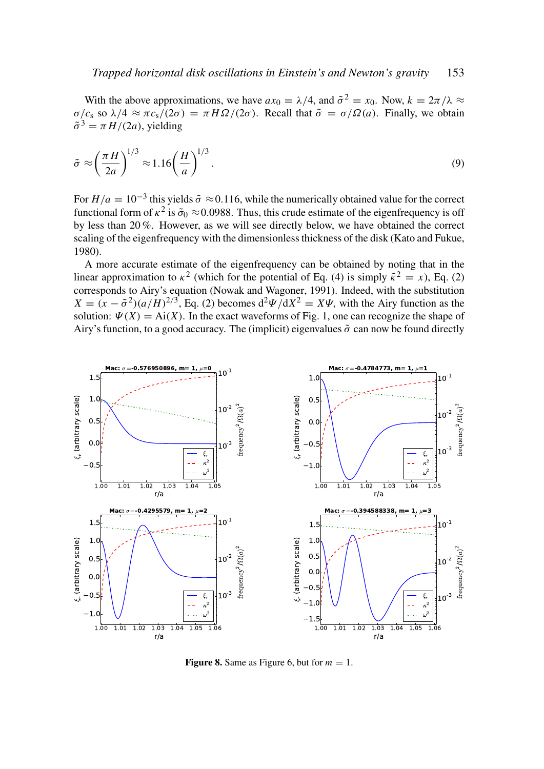With the above approximations, we have $ax_0 = \lambda/4$, and $\tilde{\sigma}^2 = x_0$. Now, $k = 2\pi/\lambda \approx \sigma/c_s$ so $\lambda/4 \approx \pi c_s/(2\sigma) = \pi H\Omega/(2\sigma)$. Recall that $\tilde{\sigma} = \sigma/\Omega(a)$. Finally, we obtain $\tilde{\sigma}^3 = \pi H/(2a)$, yielding

$$\tilde{\sigma} \approx \left(\frac{\pi H}{2a}\right)^{1/3} \approx 1.16\left(\frac{H}{a}\right)^{1/3}. \tag{9}$$

For $H/a = 10^{-3}$ this yields $\tilde{\sigma} \approx 0.116$, while the numerically obtained value for the correct functional form of $\kappa^2$ is $\tilde{\sigma}_0 \approx 0.0988$. Thus, this crude estimate of the eigenfrequency is off by less than 20 %. However, as we will see directly below, we have obtained the correct scaling of the eigenfrequency with the dimensionless thickness of the disk (Kato and Fukue, 1980).

A more accurate estimate of the eigenfrequency can be obtained by noting that in the linear approximation to $\kappa^2$ (which for the potential of Eq. (4) is simply $\tilde{\kappa}^2 = x$), Eq. (2) corresponds to Airy's equation (Nowak and Wagoner, 1991). Indeed, with the substitution $X = (x - \tilde{\sigma}^2)(a/H)^{2/3}$, Eq. (2) becomes $\mathrm{d}^2\Psi/\mathrm{d}X^2 = X\Psi$, with the Airy function as the solution: $\Psi(X) = \mathrm{Ai}(X)$. In the exact waveforms of Fig. 1, one can recognize the shape of Airy's function, to a good accuracy. The (implicit) eigenvalues $\tilde{\sigma}$ can now be found directly

**Figure 8.** Same as Figure 6, but for $m = 1$.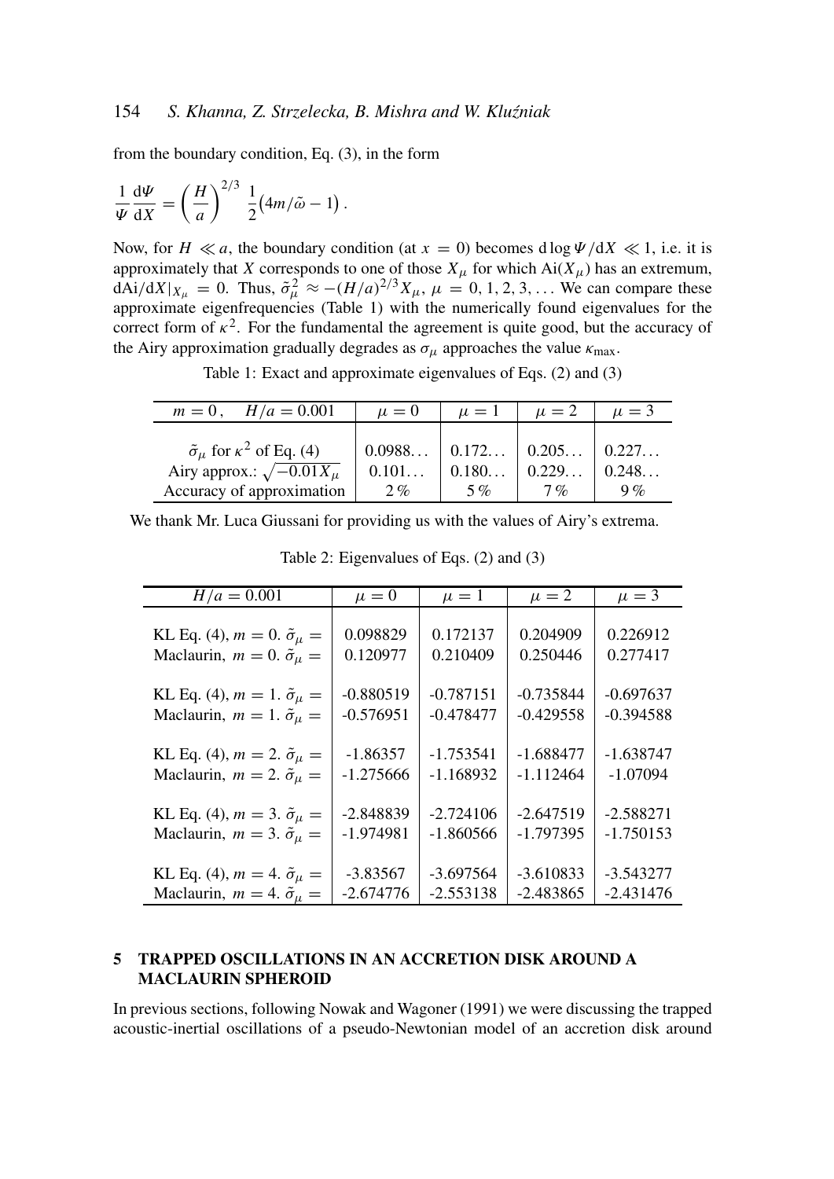from the boundary condition, Eq. (3), in the form

$$\frac{1}{\Psi}\frac{\mathrm{d}\Psi}{\mathrm{d}X} = \left(\frac{H}{a}\right)^{2/3} \frac{1}{2}\big(4m/\tilde{\omega} - 1\big)\,.$$

Now, for $H \ll a$, the boundary condition (at $x = 0$) becomes $\mathrm{d}\log\Psi/\mathrm{d}X \ll 1$, i.e. it is approximately that $X$ corresponds to one of those $X_\mu$ for which $\mathrm{Ai}(X_\mu)$ has an extremum, $\mathrm{dAi}/\mathrm{d}X|_{X_\mu} = 0$. Thus, $\tilde{\sigma}_\mu^2 \approx -(H/a)^{2/3}X_\mu$, $\mu = 0, 1, 2, 3, \ldots$ We can compare these approximate eigenfrequencies (Table 1) with the numerically found eigenvalues for the correct form of $\kappa^2$. For the fundamental the agreement is quite good, but the accuracy of the Airy approximation gradually degrades as $\sigma_\mu$ approaches the value $\kappa_{\max}$.

Table 1: Exact and approximate eigenvalues of Eqs. (2) and (3)

| $m = 0\,,\quad H/a = 0.001$ | $\mu = 0$ | $\mu = 1$ | $\mu = 2$ | $\mu = 3$ |
|---|---|---|---|---|
| $\tilde{\sigma}_\mu$ for $\kappa^2$ of Eq. (4) | 0.0988… | 0.172… | 0.205… | 0.227… |
| Airy approx.: $\sqrt{-0.01X_\mu}$ | 0.101… | 0.180… | 0.229… | 0.248… |
| Accuracy of approximation | 2% | 5% | 7% | 9% |

We thank Mr. Luca Giussani for providing us with the values of Airy's extrema.

Table 2: Eigenvalues of Eqs. (2) and (3)

| $H/a = 0.001$ | $\mu = 0$ | $\mu = 1$ | $\mu = 2$ | $\mu = 3$ |
|---|---|---|---|---|
| KL Eq. (4), $m = 0$. $\tilde{\sigma}_\mu =$ | 0.098829 | 0.172137 | 0.204909 | 0.226912 |
| Maclaurin, $m = 0$. $\tilde{\sigma}_\mu =$ | 0.120977 | 0.210409 | 0.250446 | 0.277417 |
| KL Eq. (4), $m = 1$. $\tilde{\sigma}_\mu =$ | -0.880519 | -0.787151 | -0.735844 | -0.697637 |
| Maclaurin, $m = 1$. $\tilde{\sigma}_\mu =$ | -0.576951 | -0.478477 | -0.429558 | -0.394588 |
| KL Eq. (4), $m = 2$. $\tilde{\sigma}_\mu =$ | -1.86357 | -1.753541 | -1.688477 | -1.638747 |
| Maclaurin, $m = 2$. $\tilde{\sigma}_\mu =$ | -1.275666 | -1.168932 | -1.112464 | -1.07094 |
| KL Eq. (4), $m = 3$. $\tilde{\sigma}_\mu =$ | -2.848839 | -2.724106 | -2.647519 | -2.588271 |
| Maclaurin, $m = 3$. $\tilde{\sigma}_\mu =$ | -1.974981 | -1.860566 | -1.797395 | -1.750153 |
| KL Eq. (4), $m = 4$. $\tilde{\sigma}_\mu =$ | -3.83567 | -3.697564 | -3.610833 | -3.543277 |
| Maclaurin, $m = 4$. $\tilde{\sigma}_\mu =$ | -2.674776 | -2.553138 | -2.483865 | -2.431476 |

## 5 TRAPPED OSCILLATIONS IN AN ACCRETION DISK AROUND A MACLAURIN SPHEROID

In previous sections, following Nowak and Wagoner (1991) we were discussing the trapped acoustic-inertial oscillations of a pseudo-Newtonian model of an accretion disk around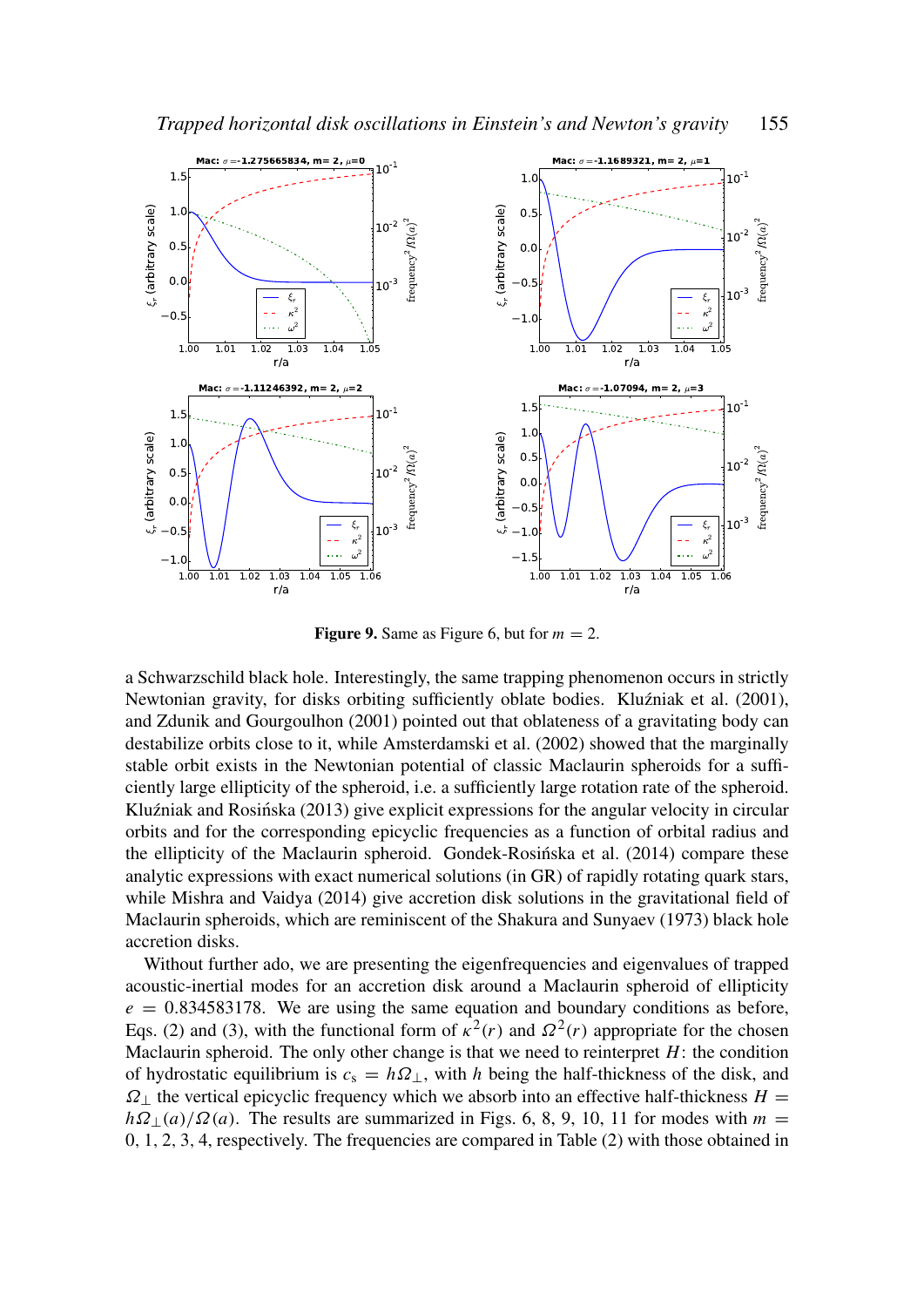**Figure 9.** Same as Figure 6, but for $m = 2$.

a Schwarzschild black hole. Interestingly, the same trapping phenomenon occurs in strictly Newtonian gravity, for disks orbiting sufficiently oblate bodies. Kluźniak et al. (2001), and Zdunik and Gourgoulhon (2001) pointed out that oblateness of a gravitating body can destabilize orbits close to it, while Amsterdamski et al. (2002) showed that the marginally stable orbit exists in the Newtonian potential of classic Maclaurin spheroids for a sufficiently large ellipticity of the spheroid, i.e. a sufficiently large rotation rate of the spheroid. Kluźniak and Rosińska (2013) give explicit expressions for the angular velocity in circular orbits and for the corresponding epicyclic frequencies as a function of orbital radius and the ellipticity of the Maclaurin spheroid. Gondek-Rosińska et al. (2014) compare these analytic expressions with exact numerical solutions (in GR) of rapidly rotating quark stars, while Mishra and Vaidya (2014) give accretion disk solutions in the gravitational field of Maclaurin spheroids, which are reminiscent of the Shakura and Sunyaev (1973) black hole accretion disks.

Without further ado, we are presenting the eigenfrequencies and eigenvalues of trapped acoustic-inertial modes for an accretion disk around a Maclaurin spheroid of ellipticity $e = 0.834583178$. We are using the same equation and boundary conditions as before, Eqs. (2) and (3), with the functional form of $\kappa^2(r)$ and $\Omega^2(r)$ appropriate for the chosen Maclaurin spheroid. The only other change is that we need to reinterpret $H$: the condition of hydrostatic equilibrium is $c_s = h\Omega_\perp$, with $h$ being the half-thickness of the disk, and $\Omega_\perp$ the vertical epicyclic frequency which we absorb into an effective half-thickness $H = h\Omega_\perp(a)/\Omega(a)$. The results are summarized in Figs. 6, 8, 9, 10, 11 for modes with $m = 0, 1, 2, 3, 4$, respectively. The frequencies are compared in Table (2) with those obtained in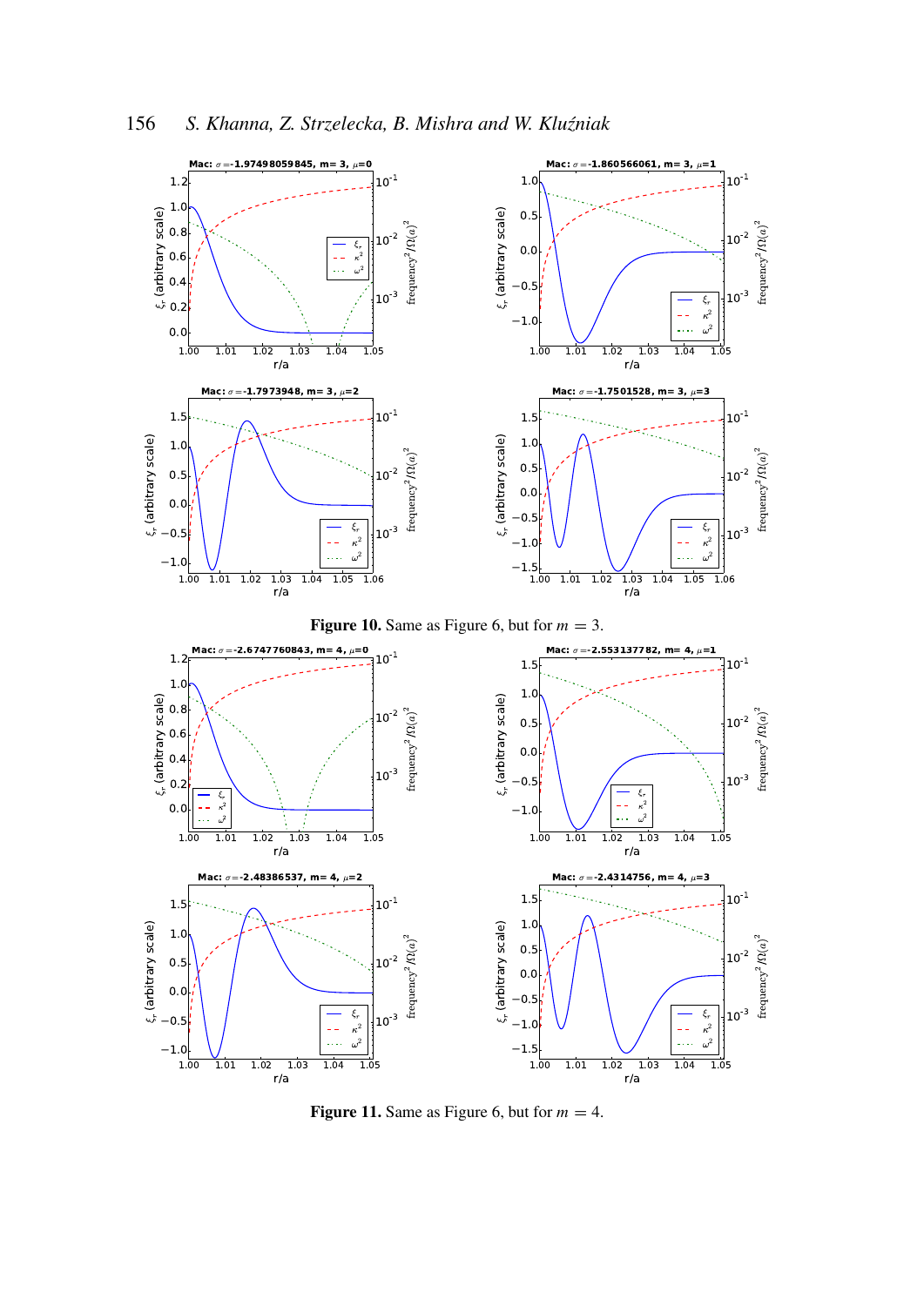Figure 10. Same as Figure 6, but for $m = 3$.

Figure 11. Same as Figure 6, but for $m = 4$.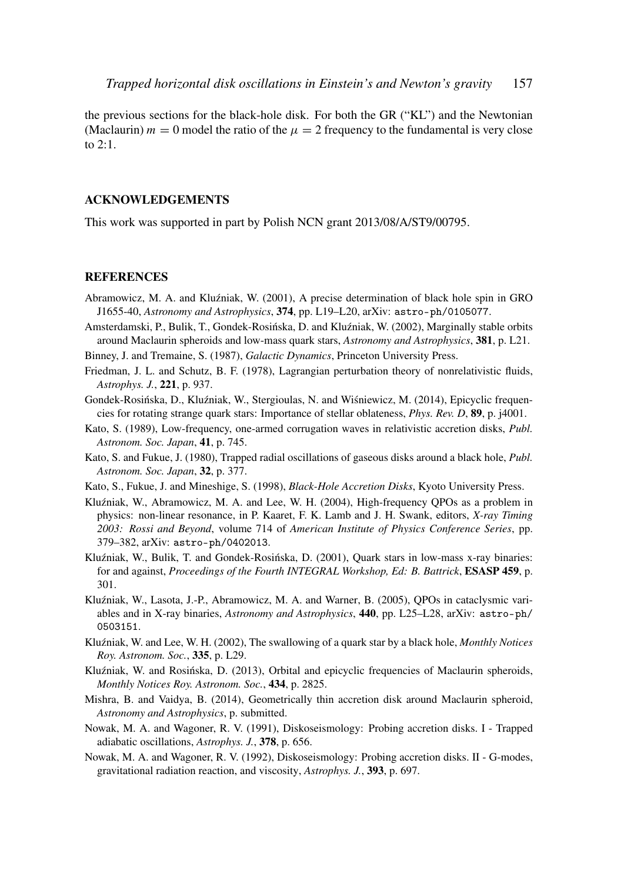the previous sections for the black-hole disk. For both the GR ("KL") and the Newtonian (Maclaurin) $m = 0$ model the ratio of the $\mu = 2$ frequency to the fundamental is very close to 2:1.

## ACKNOWLEDGEMENTS

This work was supported in part by Polish NCN grant 2013/08/A/ST9/00795.

## REFERENCES

Abramowicz, M. A. and Kluźniak, W. (2001), A precise determination of black hole spin in GRO J1655-40, *Astronomy and Astrophysics*, **374**, pp. L19–L20, arXiv: astro-ph/0105077.

Amsterdamski, P., Bulik, T., Gondek-Rosińska, D. and Kluźniak, W. (2002), Marginally stable orbits around Maclaurin spheroids and low-mass quark stars, *Astronomy and Astrophysics*, **381**, p. L21.

Binney, J. and Tremaine, S. (1987), *Galactic Dynamics*, Princeton University Press.

Friedman, J. L. and Schutz, B. F. (1978), Lagrangian perturbation theory of nonrelativistic fluids, *Astrophys. J.*, **221**, p. 937.

Gondek-Rosińska, D., Kluźniak, W., Stergioulas, N. and Wiśniewicz, M. (2014), Epicyclic frequencies for rotating strange quark stars: Importance of stellar oblateness, *Phys. Rev. D*, **89**, p. j4001.

Kato, S. (1989), Low-frequency, one-armed corrugation waves in relativistic accretion disks, *Publ. Astronom. Soc. Japan*, **41**, p. 745.

Kato, S. and Fukue, J. (1980), Trapped radial oscillations of gaseous disks around a black hole, *Publ. Astronom. Soc. Japan*, **32**, p. 377.

Kato, S., Fukue, J. and Mineshige, S. (1998), *Black-Hole Accretion Disks*, Kyoto University Press.

Kluźniak, W., Abramowicz, M. A. and Lee, W. H. (2004), High-frequency QPOs as a problem in physics: non-linear resonance, in P. Kaaret, F. K. Lamb and J. H. Swank, editors, *X-ray Timing 2003: Rossi and Beyond*, volume 714 of *American Institute of Physics Conference Series*, pp. 379–382, arXiv: astro-ph/0402013.

Kluźniak, W., Bulik, T. and Gondek-Rosińska, D. (2001), Quark stars in low-mass x-ray binaries: for and against, *Proceedings of the Fourth INTEGRAL Workshop, Ed: B. Battrick*, **ESASP 459**, p. 301.

Kluźniak, W., Lasota, J.-P., Abramowicz, M. A. and Warner, B. (2005), QPOs in cataclysmic variables and in X-ray binaries, *Astronomy and Astrophysics*, **440**, pp. L25–L28, arXiv: astro-ph/0503151.

Kluźniak, W. and Lee, W. H. (2002), The swallowing of a quark star by a black hole, *Monthly Notices Roy. Astronom. Soc.*, **335**, p. L29.

Kluźniak, W. and Rosińska, D. (2013), Orbital and epicyclic frequencies of Maclaurin spheroids, *Monthly Notices Roy. Astronom. Soc.*, **434**, p. 2825.

Mishra, B. and Vaidya, B. (2014), Geometrically thin accretion disk around Maclaurin spheroid, *Astronomy and Astrophysics*, p. submitted.

Nowak, M. A. and Wagoner, R. V. (1991), Diskoseismology: Probing accretion disks. I - Trapped adiabatic oscillations, *Astrophys. J.*, **378**, p. 656.

Nowak, M. A. and Wagoner, R. V. (1992), Diskoseismology: Probing accretion disks. II - G-modes, gravitational radiation reaction, and viscosity, *Astrophys. J.*, **393**, p. 697.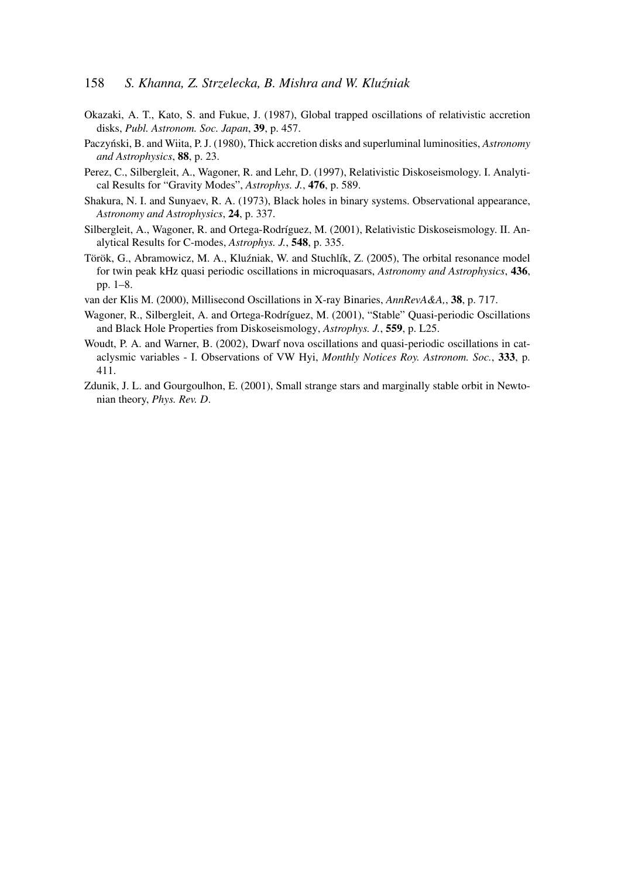Okazaki, A. T., Kato, S. and Fukue, J. (1987), Global trapped oscillations of relativistic accretion disks, *Publ. Astronom. Soc. Japan*, **39**, p. 457.

Paczyński, B. and Wiita, P. J. (1980), Thick accretion disks and superluminal luminosities, *Astronomy and Astrophysics*, **88**, p. 23.

Perez, C., Silbergleit, A., Wagoner, R. and Lehr, D. (1997), Relativistic Diskoseismology. I. Analytical Results for "Gravity Modes", *Astrophys. J.*, **476**, p. 589.

Shakura, N. I. and Sunyaev, R. A. (1973), Black holes in binary systems. Observational appearance, *Astronomy and Astrophysics*, **24**, p. 337.

Silbergleit, A., Wagoner, R. and Ortega-Rodríguez, M. (2001), Relativistic Diskoseismology. II. Analytical Results for C-modes, *Astrophys. J.*, **548**, p. 335.

Török, G., Abramowicz, M. A., Kluźniak, W. and Stuchlík, Z. (2005), The orbital resonance model for twin peak kHz quasi periodic oscillations in microquasars, *Astronomy and Astrophysics*, **436**, pp. 1–8.

van der Klis M. (2000), Millisecond Oscillations in X-ray Binaries, *AnnRevA&A,*, **38**, p. 717.

Wagoner, R., Silbergleit, A. and Ortega-Rodríguez, M. (2001), "Stable" Quasi-periodic Oscillations and Black Hole Properties from Diskoseismology, *Astrophys. J.*, **559**, p. L25.

Woudt, P. A. and Warner, B. (2002), Dwarf nova oscillations and quasi-periodic oscillations in cataclysmic variables - I. Observations of VW Hyi, *Monthly Notices Roy. Astronom. Soc.*, **333**, p. 411.

Zdunik, J. L. and Gourgoulhon, E. (2001), Small strange stars and marginally stable orbit in Newtonian theory, *Phys. Rev. D*.